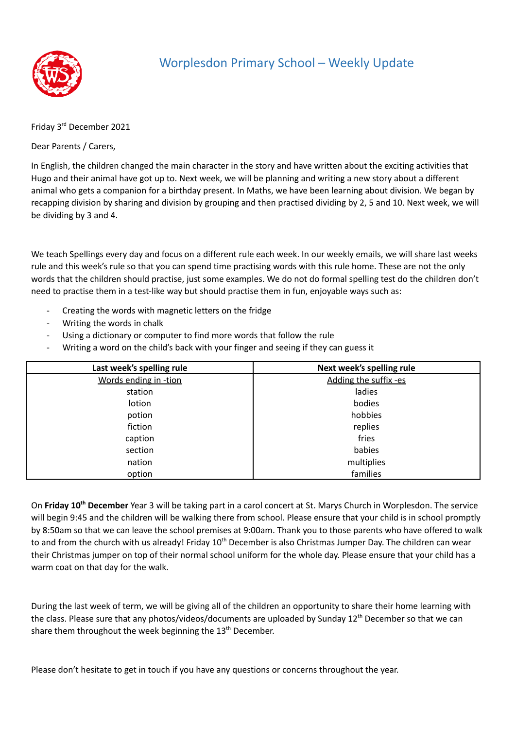# Worplesdon Primary School – Weekly Update

Friday 3rd December 2021

Dear Parents / Carers,

In English, the children changed the main character in the story and have written about the exciting activities that Hugo and their animal have got up to. Next week, we will be planning and writing a new story about a different animal who gets a companion for a birthday present. In Maths, we have been learning about division. We began by recapping division by sharing and division by grouping and then practised dividing by 2, 5 and 10. Next week, we will be dividing by 3 and 4.

We teach Spellings every day and focus on a different rule each week. In our weekly emails, we will share last weeks rule and this week's rule so that you can spend time practising words with this rule home. These are not the only words that the children should practise, just some examples. We do not do formal spelling test do the children don't need to practise them in a test-like way but should practise them in fun, enjoyable ways such as:

- Creating the words with magnetic letters on the fridge
- Writing the words in chalk
- Using a dictionary or computer to find more words that follow the rule
- Writing a word on the child's back with your finger and seeing if they can guess it

| Last week's spelling rule | Next week's spelling rule |
|---|---|
| Words ending in -tion | Adding the suffix -es |
| station | ladies |
| lotion | bodies |
| potion | hobbies |
| fiction | replies |
| caption | fries |
| section | babies |
| nation | multiplies |
| option | families |

On **Friday 10th December** Year 3 will be taking part in a carol concert at St. Marys Church in Worplesdon. The service will begin 9:45 and the children will be walking there from school. Please ensure that your child is in school promptly by 8:50am so that we can leave the school premises at 9:00am. Thank you to those parents who have offered to walk to and from the church with us already! Friday 10th December is also Christmas Jumper Day. The children can wear their Christmas jumper on top of their normal school uniform for the whole day. Please ensure that your child has a warm coat on that day for the walk.

During the last week of term, we will be giving all of the children an opportunity to share their home learning with the class. Please sure that any photos/videos/documents are uploaded by Sunday 12th December so that we can share them throughout the week beginning the 13th December.

Please don't hesitate to get in touch if you have any questions or concerns throughout the year.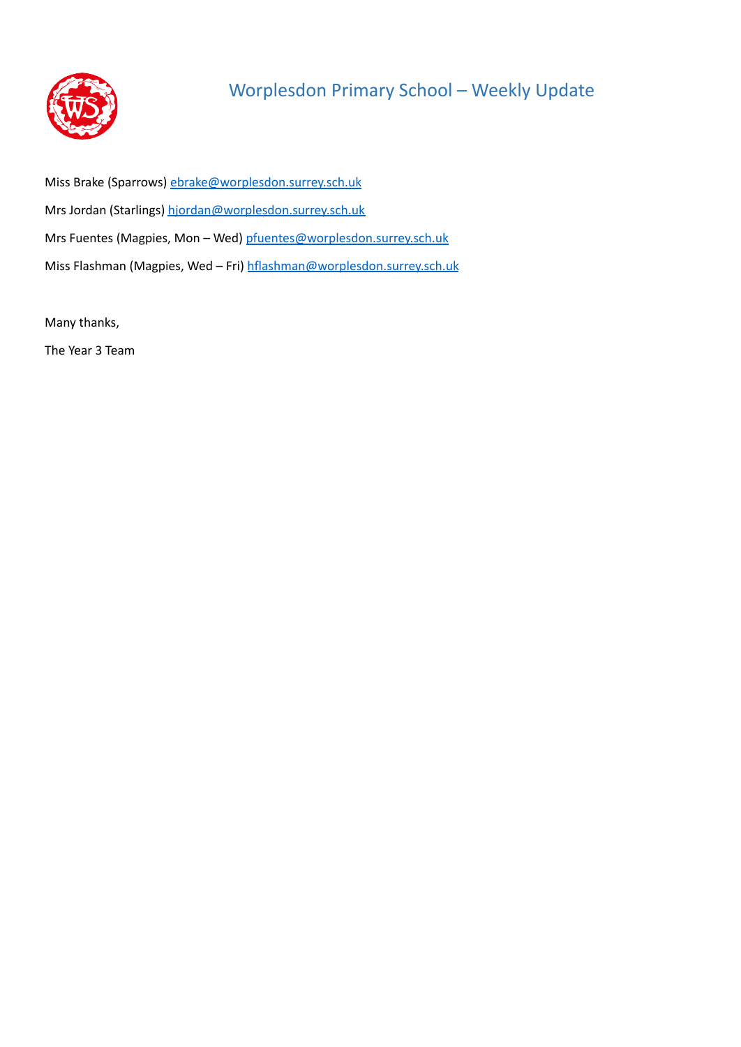# Worplesdon Primary School – Weekly Update

Miss Brake (Sparrows) ebrake@worplesdon.surrey.sch.uk

Mrs Jordan (Starlings) hjordan@worplesdon.surrey.sch.uk

Mrs Fuentes (Magpies, Mon – Wed) pfuentes@worplesdon.surrey.sch.uk

Miss Flashman (Magpies, Wed – Fri) hflashman@worplesdon.surrey.sch.uk

Many thanks,

The Year 3 Team